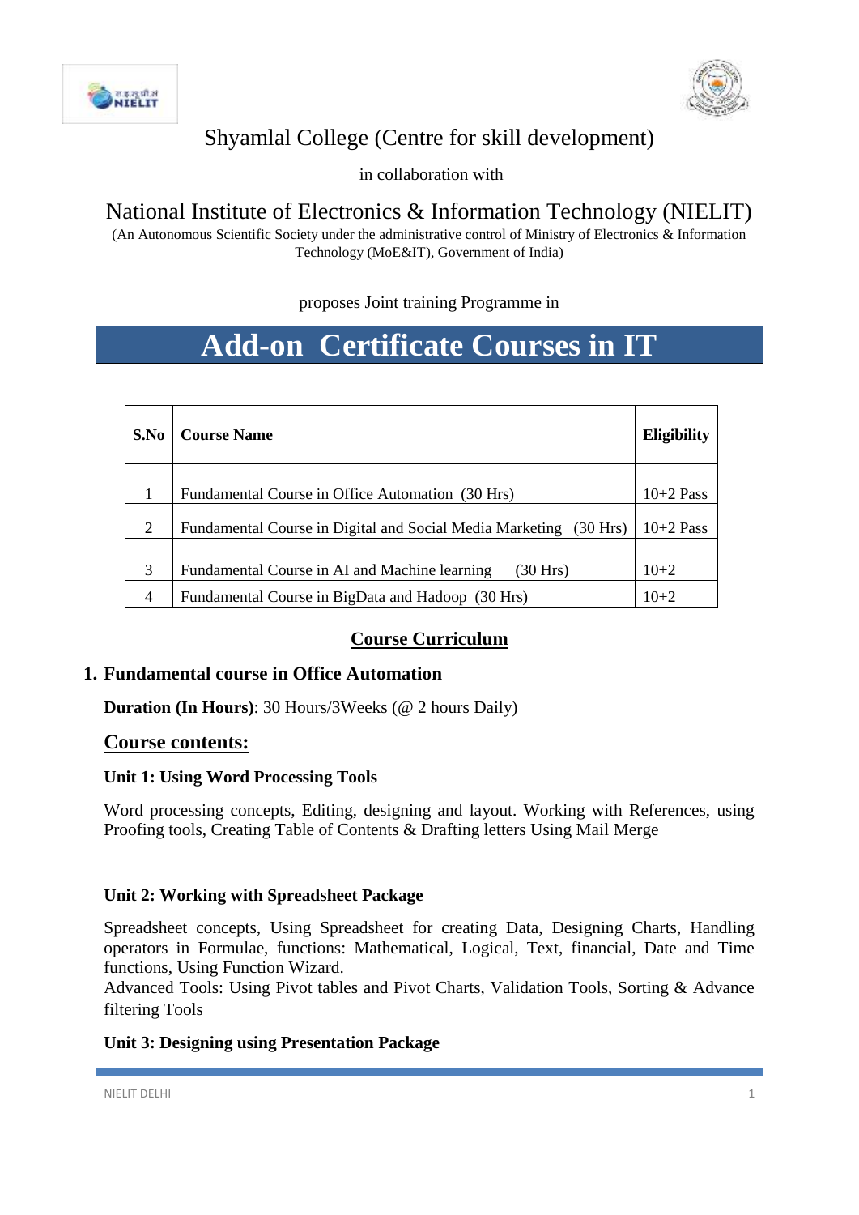# Shyamlal College (Centre for skill development)

in collaboration with

## National Institute of Electronics & Information Technology (NIELIT)

(An Autonomous Scientific Society under the administrative control of Ministry of Electronics & Information Technology (MoE&IT), Government of India)

proposes Joint training Programme in

# Add-on Certificate Courses in IT

| S.No | Course Name | Eligibility |
|---|---|---|
| 1 | Fundamental Course in Office Automation (30 Hrs) | 10+2 Pass |
| 2 | Fundamental Course in Digital and Social Media Marketing (30 Hrs) | 10+2 Pass |
| 3 | Fundamental Course in AI and Machine learning (30 Hrs) | 10+2 |
| 4 | Fundamental Course in BigData and Hadoop (30 Hrs) | 10+2 |

## Course Curriculum

### 1. Fundamental course in Office Automation

**Duration (In Hours)**: 30 Hours/3Weeks (@ 2 hours Daily)

### Course contents:

**Unit 1: Using Word Processing Tools**

Word processing concepts, Editing, designing and layout. Working with References, using Proofing tools, Creating Table of Contents & Drafting letters Using Mail Merge

**Unit 2: Working with Spreadsheet Package**

Spreadsheet concepts, Using Spreadsheet for creating Data, Designing Charts, Handling operators in Formulae, functions: Mathematical, Logical, Text, financial, Date and Time functions, Using Function Wizard.
Advanced Tools: Using Pivot tables and Pivot Charts, Validation Tools, Sorting & Advance filtering Tools

**Unit 3: Designing using Presentation Package**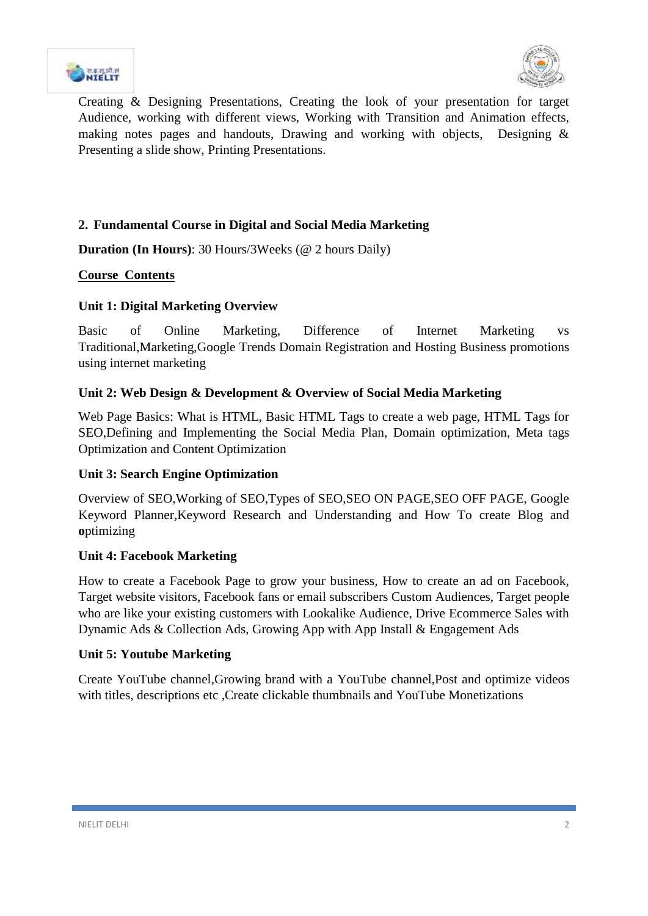Creating & Designing Presentations, Creating the look of your presentation for target Audience, working with different views, Working with Transition and Animation effects, making notes pages and handouts, Drawing and working with objects, Designing & Presenting a slide show, Printing Presentations.

## 2. Fundamental Course in Digital and Social Media Marketing

**Duration (In Hours)**: 30 Hours/3Weeks (@ 2 hours Daily)

**Course Contents**

### Unit 1: Digital Marketing Overview

Basic of Online Marketing, Difference of Internet Marketing vs Traditional,Marketing,Google Trends Domain Registration and Hosting Business promotions using internet marketing

### Unit 2: Web Design & Development & Overview of Social Media Marketing

Web Page Basics: What is HTML, Basic HTML Tags to create a web page, HTML Tags for SEO,Defining and Implementing the Social Media Plan, Domain optimization, Meta tags Optimization and Content Optimization

### Unit 3: Search Engine Optimization

Overview of SEO,Working of SEO,Types of SEO,SEO ON PAGE,SEO OFF PAGE, Google Keyword Planner,Keyword Research and Understanding and How To create Blog and **o**ptimizing

### Unit 4: Facebook Marketing

How to create a Facebook Page to grow your business, How to create an ad on Facebook, Target website visitors, Facebook fans or email subscribers Custom Audiences, Target people who are like your existing customers with Lookalike Audience, Drive Ecommerce Sales with Dynamic Ads & Collection Ads, Growing App with App Install & Engagement Ads

### Unit 5: Youtube Marketing

Create YouTube channel,Growing brand with a YouTube channel,Post and optimize videos with titles, descriptions etc ,Create clickable thumbnails and YouTube Monetizations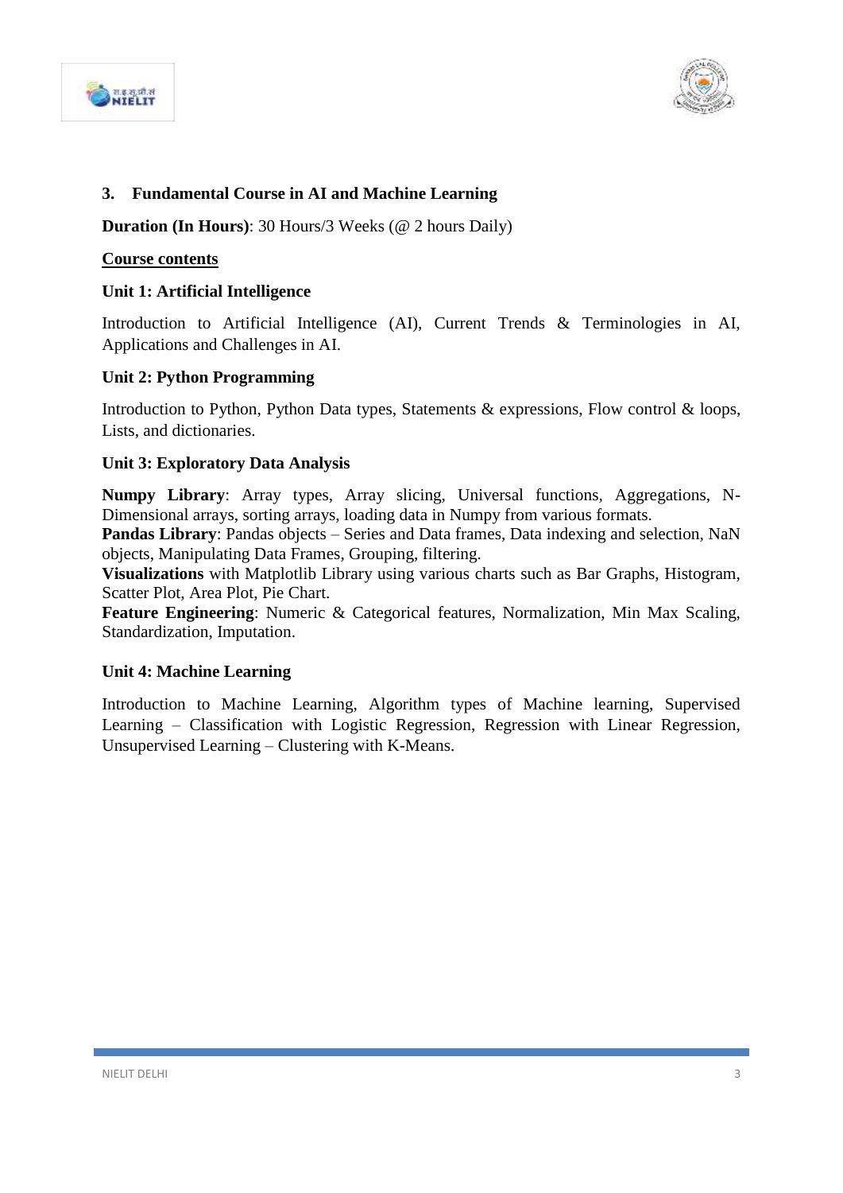## 3. Fundamental Course in AI and Machine Learning

**Duration (In Hours)**: 30 Hours/3 Weeks (@ 2 hours Daily)

**Course contents**

### Unit 1: Artificial Intelligence

Introduction to Artificial Intelligence (AI), Current Trends & Terminologies in AI, Applications and Challenges in AI.

### Unit 2: Python Programming

Introduction to Python, Python Data types, Statements & expressions, Flow control & loops, Lists, and dictionaries.

### Unit 3: Exploratory Data Analysis

**Numpy Library**: Array types, Array slicing, Universal functions, Aggregations, N-Dimensional arrays, sorting arrays, loading data in Numpy from various formats.
**Pandas Library**: Pandas objects – Series and Data frames, Data indexing and selection, NaN objects, Manipulating Data Frames, Grouping, filtering.
**Visualizations** with Matplotlib Library using various charts such as Bar Graphs, Histogram, Scatter Plot, Area Plot, Pie Chart.
**Feature Engineering**: Numeric & Categorical features, Normalization, Min Max Scaling, Standardization, Imputation.

### Unit 4: Machine Learning

Introduction to Machine Learning, Algorithm types of Machine learning, Supervised Learning – Classification with Logistic Regression, Regression with Linear Regression, Unsupervised Learning – Clustering with K-Means.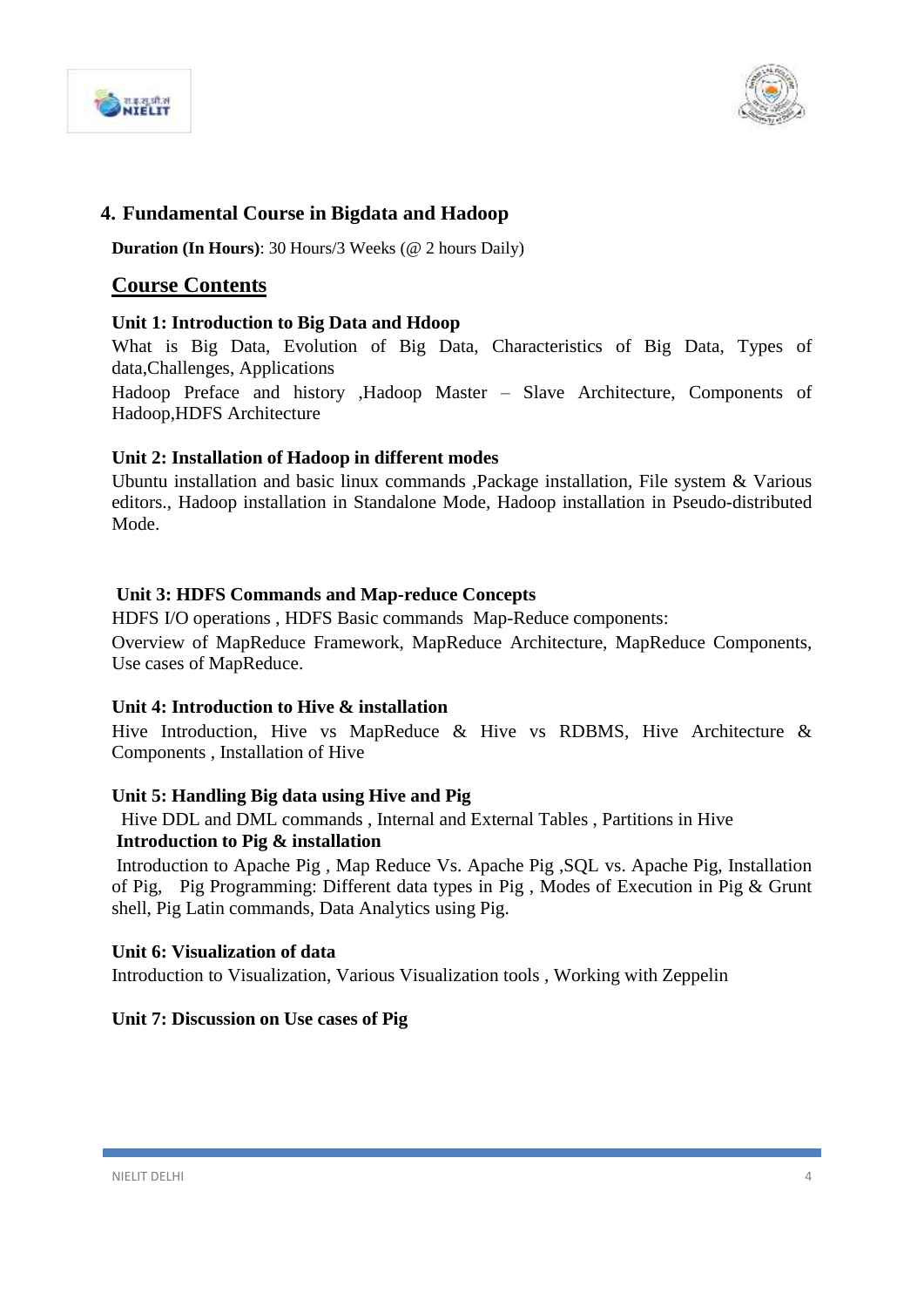## 4. Fundamental Course in Bigdata and Hadoop

**Duration (In Hours)**: 30 Hours/3 Weeks (@ 2 hours Daily)

### Course Contents

**Unit 1: Introduction to Big Data and Hdoop**

What is Big Data, Evolution of Big Data, Characteristics of Big Data, Types of data,Challenges, Applications

Hadoop Preface and history ,Hadoop Master – Slave Architecture, Components of Hadoop,HDFS Architecture

**Unit 2: Installation of Hadoop in different modes**

Ubuntu installation and basic linux commands ,Package installation, File system & Various editors., Hadoop installation in Standalone Mode, Hadoop installation in Pseudo-distributed Mode.

**Unit 3: HDFS Commands and Map-reduce Concepts**

HDFS I/O operations , HDFS Basic commands Map-Reduce components:

Overview of MapReduce Framework, MapReduce Architecture, MapReduce Components, Use cases of MapReduce.

**Unit 4: Introduction to Hive & installation**

Hive Introduction, Hive vs MapReduce & Hive vs RDBMS, Hive Architecture & Components , Installation of Hive

**Unit 5: Handling Big data using Hive and Pig**

Hive DDL and DML commands , Internal and External Tables , Partitions in Hive

**Introduction to Pig & installation**

Introduction to Apache Pig , Map Reduce Vs. Apache Pig ,SQL vs. Apache Pig, Installation of Pig, Pig Programming: Different data types in Pig , Modes of Execution in Pig & Grunt shell, Pig Latin commands, Data Analytics using Pig.

**Unit 6: Visualization of data**

Introduction to Visualization, Various Visualization tools , Working with Zeppelin

**Unit 7: Discussion on Use cases of Pig**